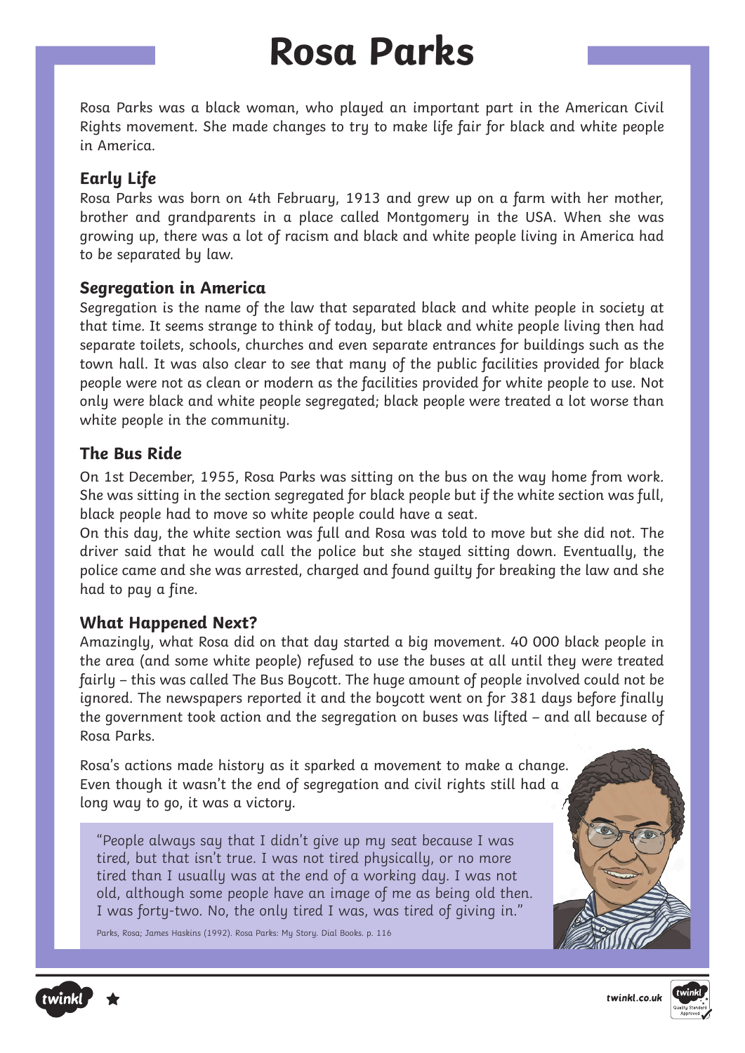# Rosa Parks

Rosa Parks was a black woman, who played an important part in the American Civil Rights movement. She made changes to try to make life fair for black and white people in America.

## Early Life

Rosa Parks was born on 4th February, 1913 and grew up on a farm with her mother, brother and grandparents in a place called Montgomery in the USA. When she was growing up, there was a lot of racism and black and white people living in America had to be separated by law.

## Segregation in America

Segregation is the name of the law that separated black and white people in society at that time. It seems strange to think of today, but black and white people living then had separate toilets, schools, churches and even separate entrances for buildings such as the town hall. It was also clear to see that many of the public facilities provided for black people were not as clean or modern as the facilities provided for white people to use. Not only were black and white people segregated; black people were treated a lot worse than white people in the community.

## The Bus Ride

On 1st December, 1955, Rosa Parks was sitting on the bus on the way home from work. She was sitting in the section segregated for black people but if the white section was full, black people had to move so white people could have a seat.

On this day, the white section was full and Rosa was told to move but she did not. The driver said that he would call the police but she stayed sitting down. Eventually, the police came and she was arrested, charged and found guilty for breaking the law and she had to pay a fine.

## What Happened Next?

Amazingly, what Rosa did on that day started a big movement. 40 000 black people in the area (and some white people) refused to use the buses at all until they were treated fairly – this was called The Bus Boycott. The huge amount of people involved could not be ignored. The newspapers reported it and the boycott went on for 381 days before finally the government took action and the segregation on buses was lifted – and all because of Rosa Parks.

Rosa's actions made history as it sparked a movement to make a change. Even though it wasn't the end of segregation and civil rights still had a long way to go, it was a victory.

> "People always say that I didn't give up my seat because I was tired, but that isn't true. I was not tired physically, or no more tired than I usually was at the end of a working day. I was not old, although some people have an image of me as being old then. I was forty-two. No, the only tired I was, was tired of giving in."
>
> Parks, Rosa; James Haskins (1992). Rosa Parks: My Story. Dial Books. p. 116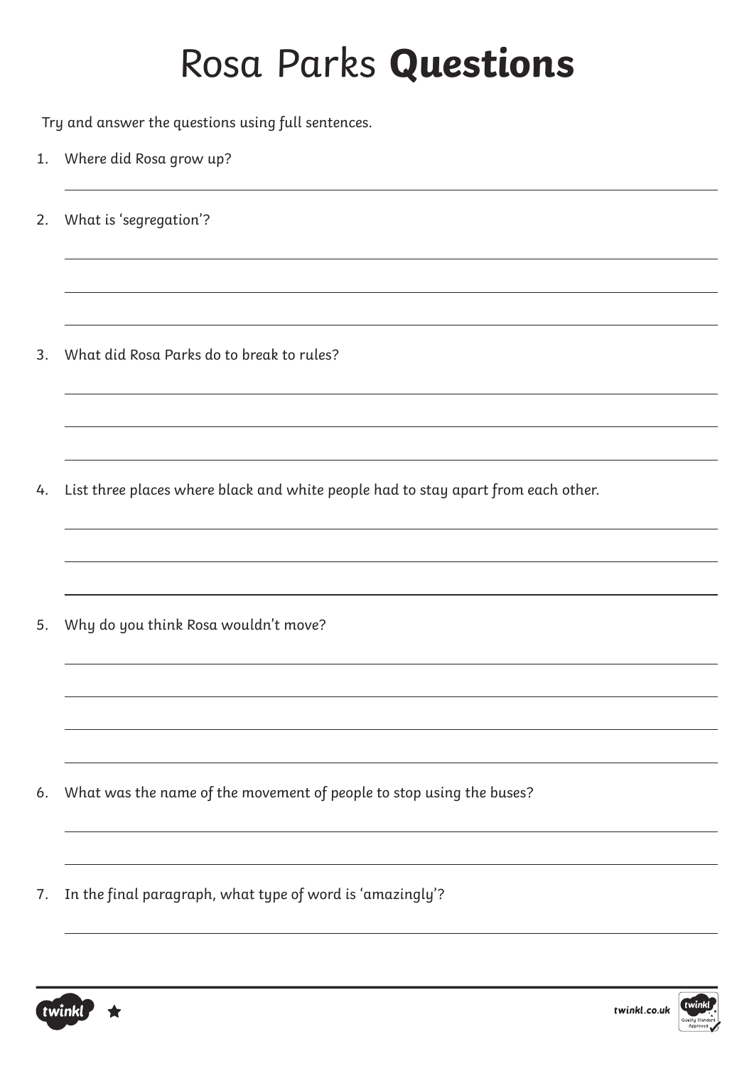# Rosa Parks **Questions**

Try and answer the questions using full sentences.

1. Where did Rosa grow up?

2. What is 'segregation'?

3. What did Rosa Parks do to break to rules?

4. List three places where black and white people had to stay apart from each other.

5. Why do you think Rosa wouldn't move?

6. What was the name of the movement of people to stop using the buses?

7. In the final paragraph, what type of word is 'amazingly'?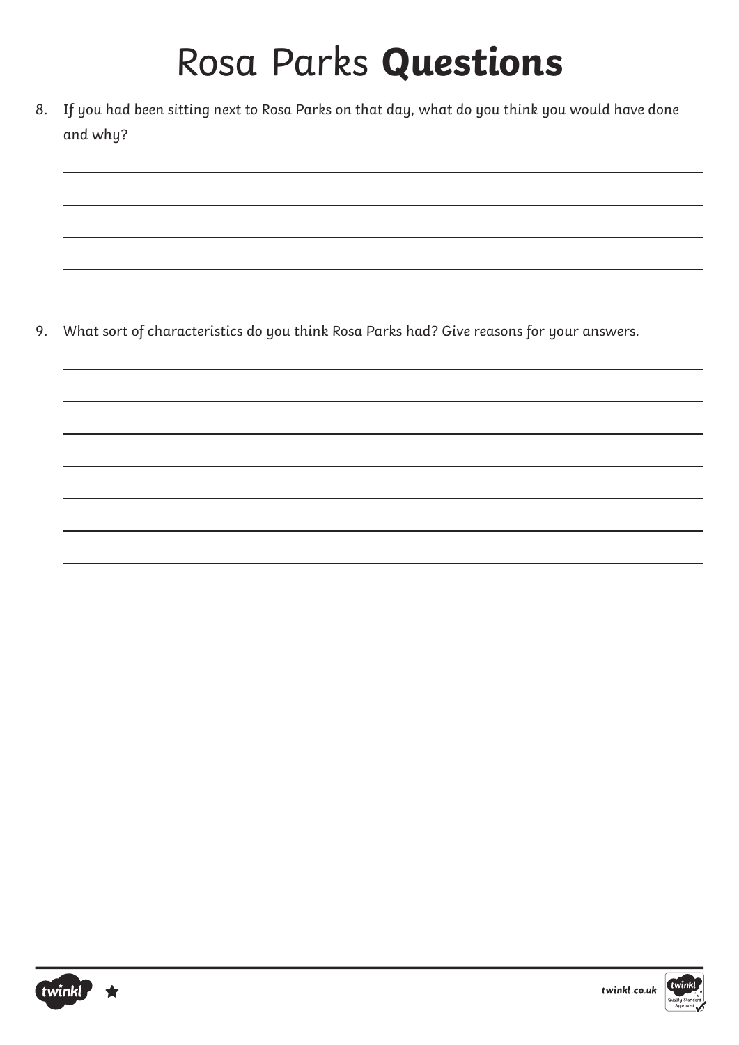# Rosa Parks **Questions**

8. If you had been sitting next to Rosa Parks on that day, what do you think you would have done and why?

9. What sort of characteristics do you think Rosa Parks had? Give reasons for your answers.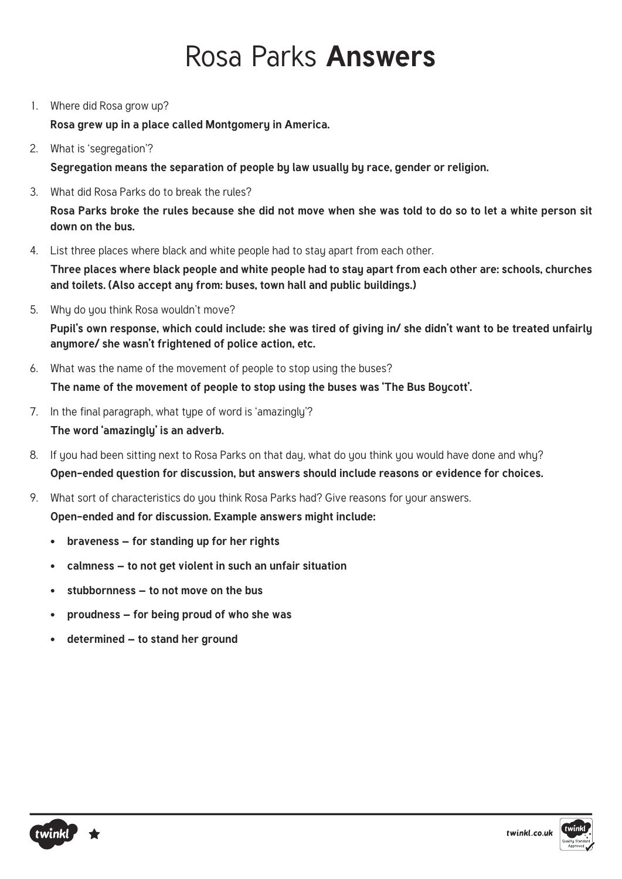# Rosa Parks **Answers**

1. Where did Rosa grow up?

   **Rosa grew up in a place called Montgomery in America.**

2. What is 'segregation'?

   **Segregation means the separation of people by law usually by race, gender or religion.**

3. What did Rosa Parks do to break the rules?

   **Rosa Parks broke the rules because she did not move when she was told to do so to let a white person sit down on the bus.**

4. List three places where black and white people had to stay apart from each other.

   **Three places where black people and white people had to stay apart from each other are: schools, churches and toilets. (Also accept any from: buses, town hall and public buildings.)**

5. Why do you think Rosa wouldn't move?

   **Pupil's own response, which could include: she was tired of giving in/ she didn't want to be treated unfairly anymore/ she wasn't frightened of police action, etc.**

6. What was the name of the movement of people to stop using the buses?

   **The name of the movement of people to stop using the buses was 'The Bus Boycott'.**

7. In the final paragraph, what type of word is 'amazingly'?

   **The word 'amazingly' is an adverb.**

8. If you had been sitting next to Rosa Parks on that day, what do you think you would have done and why?

   **Open-ended question for discussion, but answers should include reasons or evidence for choices.**

9. What sort of characteristics do you think Rosa Parks had? Give reasons for your answers.

   **Open-ended and for discussion. Example answers might include:**

   - **braveness – for standing up for her rights**
   - **calmness – to not get violent in such an unfair situation**
   - **stubbornness – to not move on the bus**
   - **proudness – for being proud of who she was**
   - **determined – to stand her ground**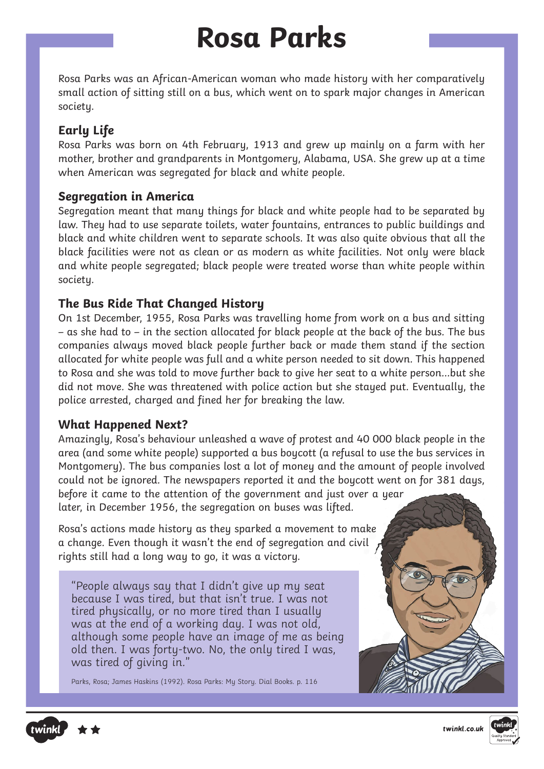# Rosa Parks

Rosa Parks was an African-American woman who made history with her comparatively small action of sitting still on a bus, which went on to spark major changes in American society.

## Early Life

Rosa Parks was born on 4th February, 1913 and grew up mainly on a farm with her mother, brother and grandparents in Montgomery, Alabama, USA. She grew up at a time when American was segregated for black and white people.

## Segregation in America

Segregation meant that many things for black and white people had to be separated by law. They had to use separate toilets, water fountains, entrances to public buildings and black and white children went to separate schools. It was also quite obvious that all the black facilities were not as clean or as modern as white facilities. Not only were black and white people segregated; black people were treated worse than white people within society.

## The Bus Ride That Changed History

On 1st December, 1955, Rosa Parks was travelling home from work on a bus and sitting – as she had to – in the section allocated for black people at the back of the bus. The bus companies always moved black people further back or made them stand if the section allocated for white people was full and a white person needed to sit down. This happened to Rosa and she was told to move further back to give her seat to a white person...but she did not move. She was threatened with police action but she stayed put. Eventually, the police arrested, charged and fined her for breaking the law.

## What Happened Next?

Amazingly, Rosa's behaviour unleashed a wave of protest and 40 000 black people in the area (and some white people) supported a bus boycott (a refusal to use the bus services in Montgomery). The bus companies lost a lot of money and the amount of people involved could not be ignored. The newspapers reported it and the boycott went on for 381 days, before it came to the attention of the government and just over a year later, in December 1956, the segregation on buses was lifted.

Rosa's actions made history as they sparked a movement to make a change. Even though it wasn't the end of segregation and civil rights still had a long way to go, it was a victory.

> "People always say that I didn't give up my seat because I was tired, but that isn't true. I was not tired physically, or no more tired than I usually was at the end of a working day. I was not old, although some people have an image of me as being old then. I was forty-two. No, the only tired I was, was tired of giving in."
>
> Parks, Rosa; James Haskins (1992). Rosa Parks: My Story. Dial Books. p. 116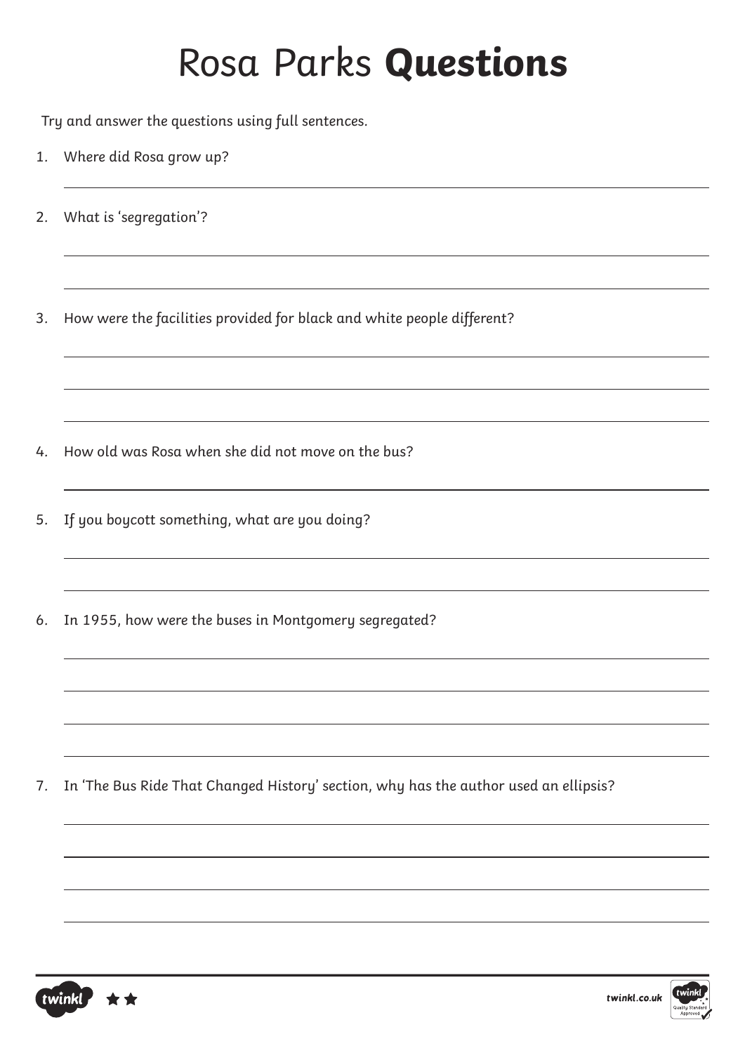# Rosa Parks **Questions**

Try and answer the questions using full sentences.

1. Where did Rosa grow up?

2. What is 'segregation'?

3. How were the facilities provided for black and white people different?

4. How old was Rosa when she did not move on the bus?

5. If you boycott something, what are you doing?

6. In 1955, how were the buses in Montgomery segregated?

7. In 'The Bus Ride That Changed History' section, why has the author used an ellipsis?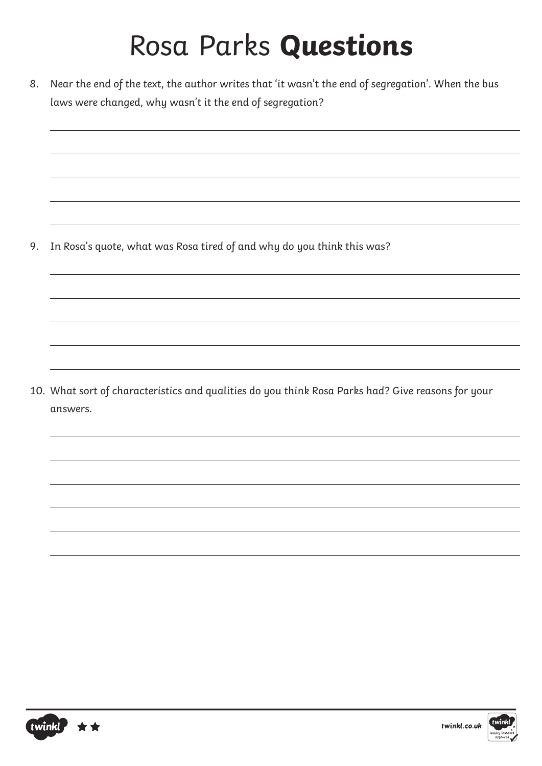# Rosa Parks **Questions**

8. Near the end of the text, the author writes that 'it wasn't the end of segregation'. When the bus laws were changed, why wasn't it the end of segregation?

9. In Rosa's quote, what was Rosa tired of and why do you think this was?

10. What sort of characteristics and qualities do you think Rosa Parks had? Give reasons for your answers.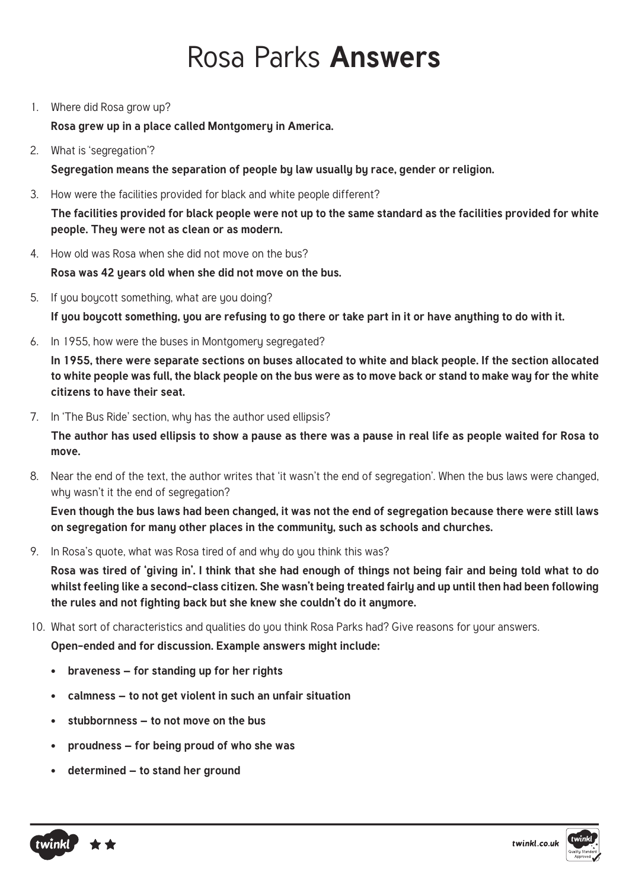# Rosa Parks **Answers**

1. Where did Rosa grow up?

   **Rosa grew up in a place called Montgomery in America.**

2. What is 'segregation'?

   **Segregation means the separation of people by law usually by race, gender or religion.**

3. How were the facilities provided for black and white people different?

   **The facilities provided for black people were not up to the same standard as the facilities provided for white people. They were not as clean or as modern.**

4. How old was Rosa when she did not move on the bus?

   **Rosa was 42 years old when she did not move on the bus.**

5. If you boycott something, what are you doing?

   **If you boycott something, you are refusing to go there or take part in it or have anything to do with it.**

6. In 1955, how were the buses in Montgomery segregated?

   **In 1955, there were separate sections on buses allocated to white and black people. If the section allocated to white people was full, the black people on the bus were as to move back or stand to make way for the white citizens to have their seat.**

7. In 'The Bus Ride' section, why has the author used ellipsis?

   **The author has used ellipsis to show a pause as there was a pause in real life as people waited for Rosa to move.**

8. Near the end of the text, the author writes that 'it wasn't the end of segregation'. When the bus laws were changed, why wasn't it the end of segregation?

   **Even though the bus laws had been changed, it was not the end of segregation because there were still laws on segregation for many other places in the community, such as schools and churches.**

9. In Rosa's quote, what was Rosa tired of and why do you think this was?

   **Rosa was tired of 'giving in'. I think that she had enough of things not being fair and being told what to do whilst feeling like a second-class citizen. She wasn't being treated fairly and up until then had been following the rules and not fighting back but she knew she couldn't do it anymore.**

10. What sort of characteristics and qualities do you think Rosa Parks had? Give reasons for your answers.

    **Open-ended and for discussion. Example answers might include:**

    - **braveness – for standing up for her rights**
    - **calmness – to not get violent in such an unfair situation**
    - **stubbornness – to not move on the bus**
    - **proudness – for being proud of who she was**
    - **determined – to stand her ground**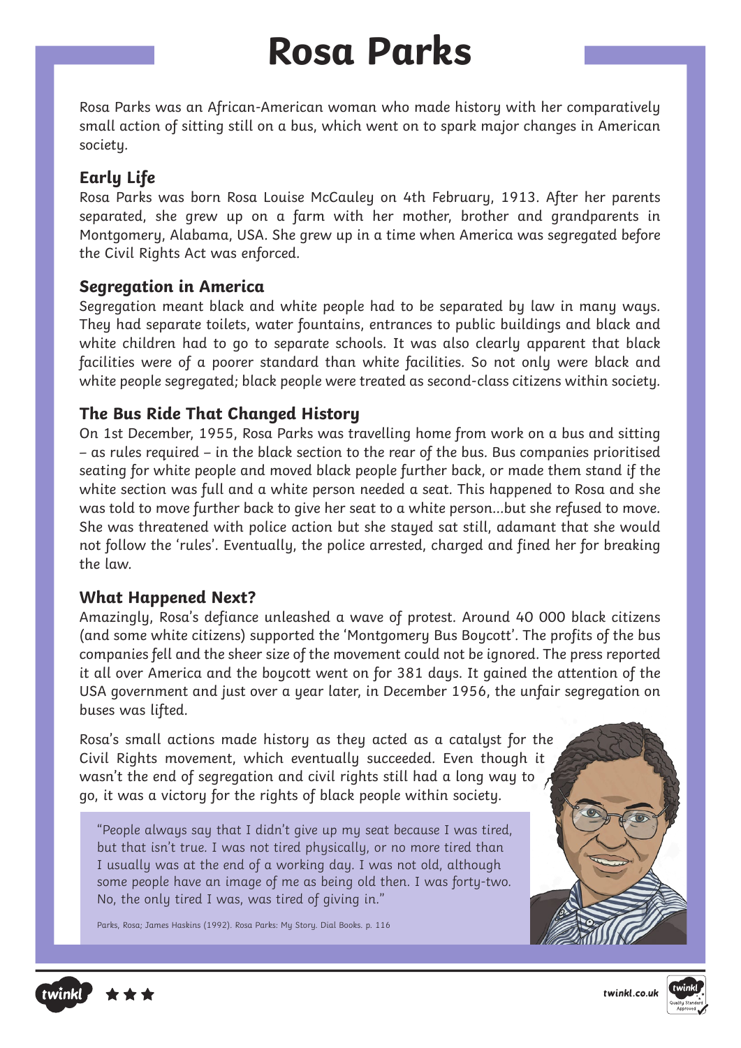# Rosa Parks

Rosa Parks was an African-American woman who made history with her comparatively small action of sitting still on a bus, which went on to spark major changes in American society.

## Early Life

Rosa Parks was born Rosa Louise McCauley on 4th February, 1913. After her parents separated, she grew up on a farm with her mother, brother and grandparents in Montgomery, Alabama, USA. She grew up in a time when America was segregated before the Civil Rights Act was enforced.

## Segregation in America

Segregation meant black and white people had to be separated by law in many ways. They had separate toilets, water fountains, entrances to public buildings and black and white children had to go to separate schools. It was also clearly apparent that black facilities were of a poorer standard than white facilities. So not only were black and white people segregated; black people were treated as second-class citizens within society.

## The Bus Ride That Changed History

On 1st December, 1955, Rosa Parks was travelling home from work on a bus and sitting – as rules required – in the black section to the rear of the bus. Bus companies prioritised seating for white people and moved black people further back, or made them stand if the white section was full and a white person needed a seat. This happened to Rosa and she was told to move further back to give her seat to a white person...but she refused to move. She was threatened with police action but she stayed sat still, adamant that she would not follow the 'rules'. Eventually, the police arrested, charged and fined her for breaking the law.

## What Happened Next?

Amazingly, Rosa's defiance unleashed a wave of protest. Around 40 000 black citizens (and some white citizens) supported the 'Montgomery Bus Boycott'. The profits of the bus companies fell and the sheer size of the movement could not be ignored. The press reported it all over America and the boycott went on for 381 days. It gained the attention of the USA government and just over a year later, in December 1956, the unfair segregation on buses was lifted.

Rosa's small actions made history as they acted as a catalyst for the Civil Rights movement, which eventually succeeded. Even though it wasn't the end of segregation and civil rights still had a long way to go, it was a victory for the rights of black people within society.

> "People always say that I didn't give up my seat because I was tired, but that isn't true. I was not tired physically, or no more tired than I usually was at the end of a working day. I was not old, although some people have an image of me as being old then. I was forty-two. No, the only tired I was, was tired of giving in."
>
> Parks, Rosa; James Haskins (1992). Rosa Parks: My Story. Dial Books. p. 116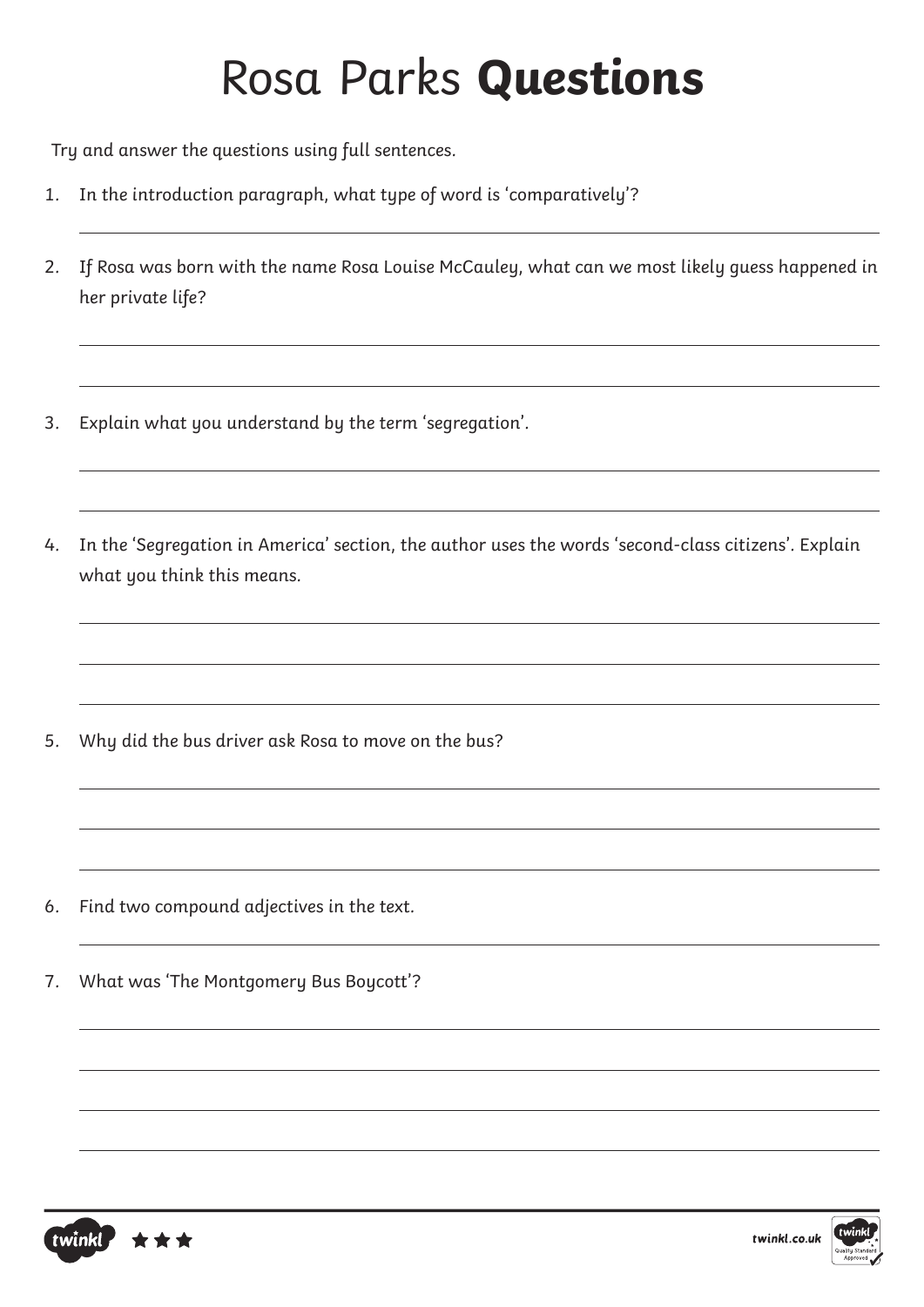# Rosa Parks **Questions**

Try and answer the questions using full sentences.

1. In the introduction paragraph, what type of word is 'comparatively'?

2. If Rosa was born with the name Rosa Louise McCauley, what can we most likely guess happened in her private life?

3. Explain what you understand by the term 'segregation'.

4. In the 'Segregation in America' section, the author uses the words 'second-class citizens'. Explain what you think this means.

5. Why did the bus driver ask Rosa to move on the bus?

6. Find two compound adjectives in the text.

7. What was 'The Montgomery Bus Boycott'?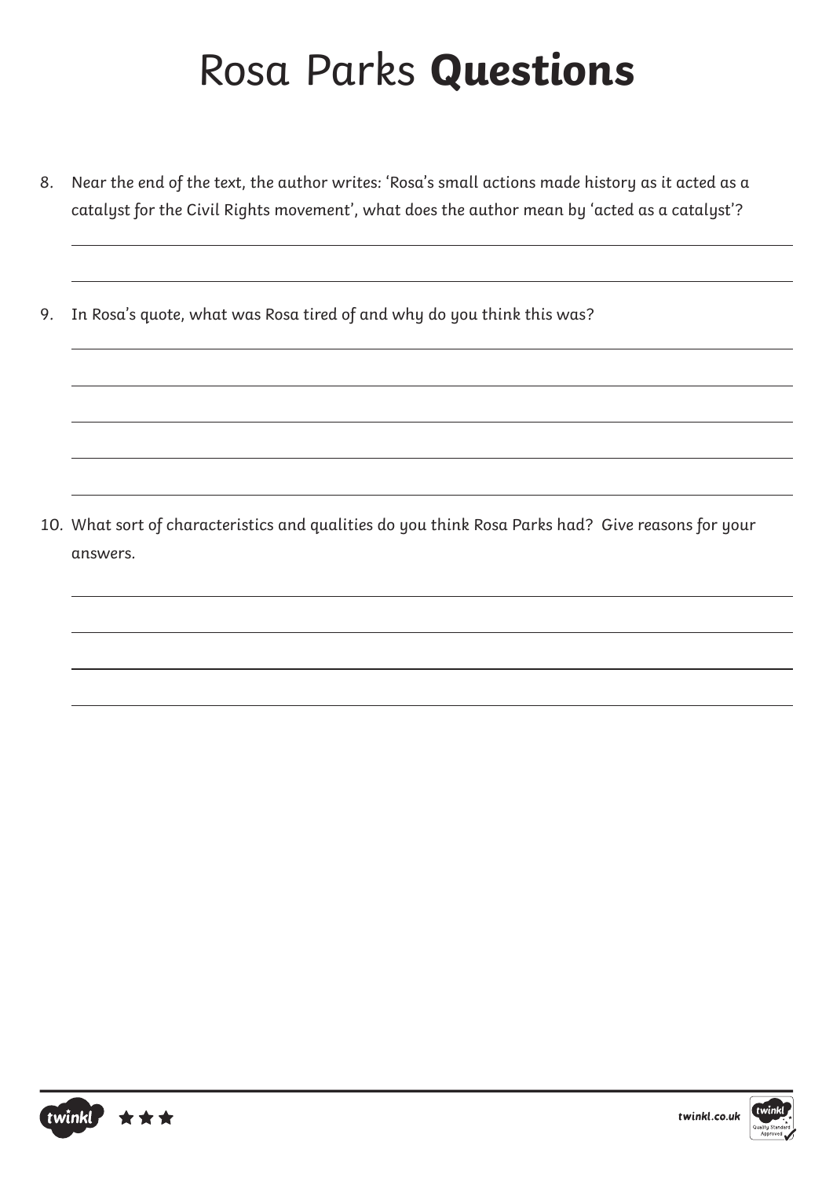# Rosa Parks **Questions**

8. Near the end of the text, the author writes: 'Rosa's small actions made history as it acted as a catalyst for the Civil Rights movement', what does the author mean by 'acted as a catalyst'?

9. In Rosa's quote, what was Rosa tired of and why do you think this was?

10. What sort of characteristics and qualities do you think Rosa Parks had? Give reasons for your answers.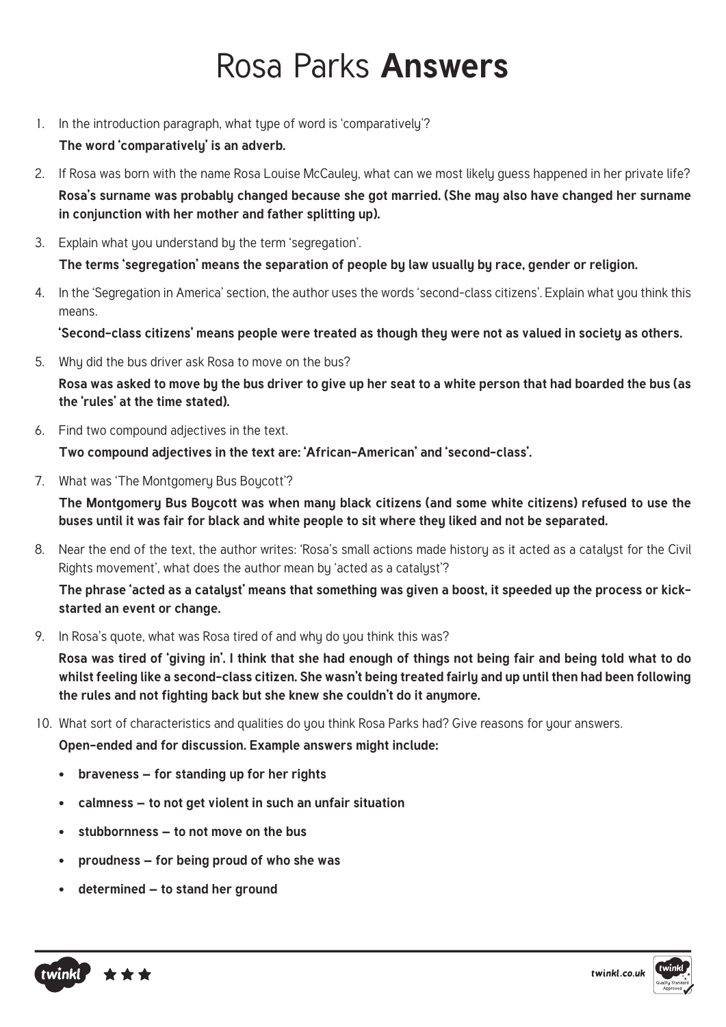# Rosa Parks **Answers**

1. In the introduction paragraph, what type of word is 'comparatively'?

   **The word 'comparatively' is an adverb.**

2. If Rosa was born with the name Rosa Louise McCauley, what can we most likely guess happened in her private life?

   **Rosa's surname was probably changed because she got married. (She may also have changed her surname in conjunction with her mother and father splitting up).**

3. Explain what you understand by the term 'segregation'.

   **The terms 'segregation' means the separation of people by law usually by race, gender or religion.**

4. In the 'Segregation in America' section, the author uses the words 'second-class citizens'. Explain what you think this means.

   **'Second-class citizens' means people were treated as though they were not as valued in society as others.**

5. Why did the bus driver ask Rosa to move on the bus?

   **Rosa was asked to move by the bus driver to give up her seat to a white person that had boarded the bus (as the 'rules' at the time stated).**

6. Find two compound adjectives in the text.

   **Two compound adjectives in the text are: 'African-American' and 'second-class'.**

7. What was 'The Montgomery Bus Boycott'?

   **The Montgomery Bus Boycott was when many black citizens (and some white citizens) refused to use the buses until it was fair for black and white people to sit where they liked and not be separated.**

8. Near the end of the text, the author writes: 'Rosa's small actions made history as it acted as a catalyst for the Civil Rights movement', what does the author mean by 'acted as a catalyst'?

   **The phrase 'acted as a catalyst' means that something was given a boost, it speeded up the process or kick-started an event or change.**

9. In Rosa's quote, what was Rosa tired of and why do you think this was?

   **Rosa was tired of 'giving in'. I think that she had enough of things not being fair and being told what to do whilst feeling like a second-class citizen. She wasn't being treated fairly and up until then had been following the rules and not fighting back but she knew she couldn't do it anymore.**

10. What sort of characteristics and qualities do you think Rosa Parks had? Give reasons for your answers.

    **Open-ended and for discussion. Example answers might include:**

    - **braveness – for standing up for her rights**
    - **calmness – to not get violent in such an unfair situation**
    - **stubbornness – to not move on the bus**
    - **proudness – for being proud of who she was**
    - **determined – to stand her ground**